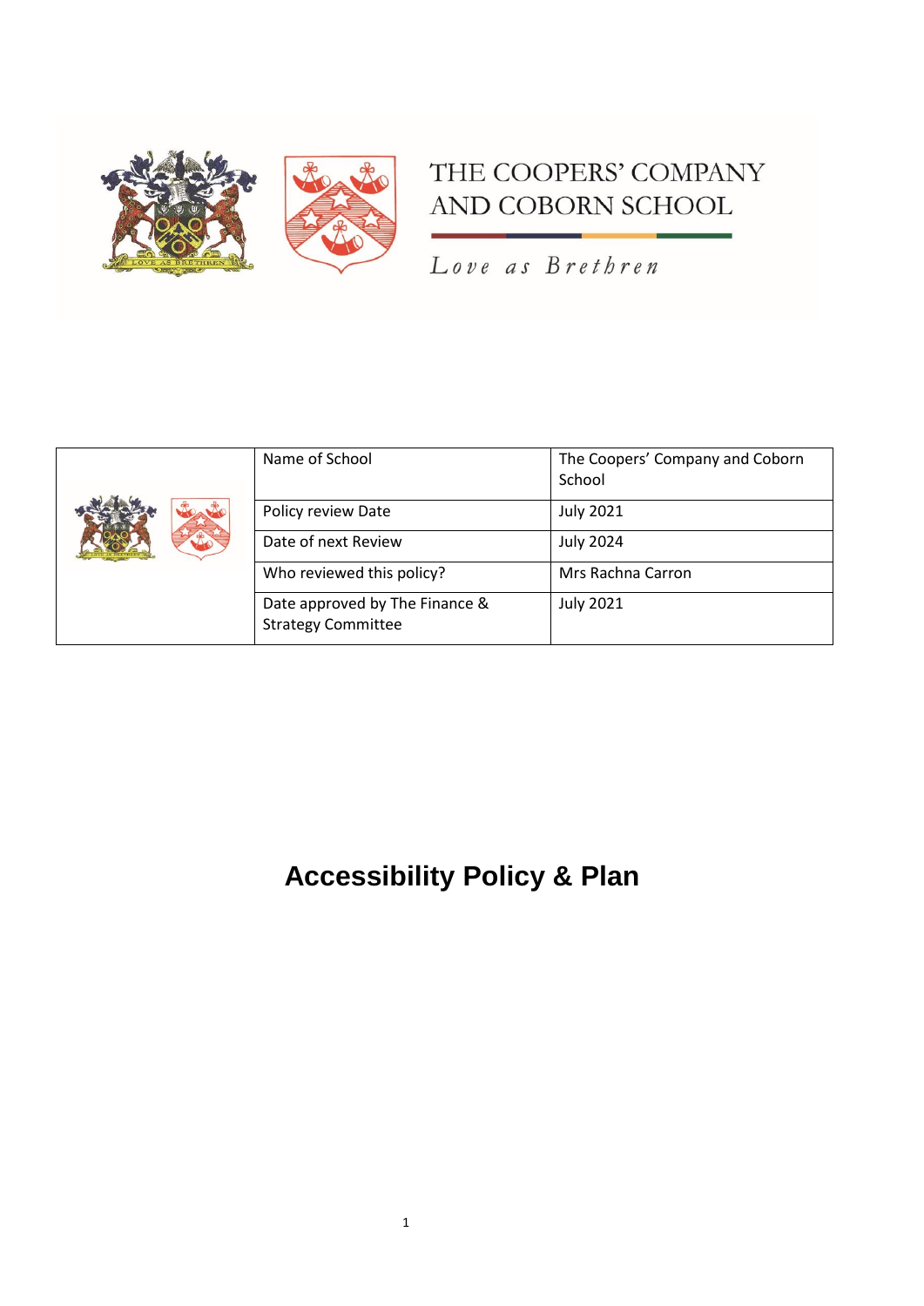THE COOPERS' COMPANY AND COBORN SCHOOL

*Love as Brethren*

| | | |
|---|---|---|
| | Name of School | The Coopers' Company and Coborn School |
| | Policy review Date | July 2021 |
| | Date of next Review | July 2024 |
| | Who reviewed this policy? | Mrs Rachna Carron |
| | Date approved by The Finance & Strategy Committee | July 2021 |

# Accessibility Policy & Plan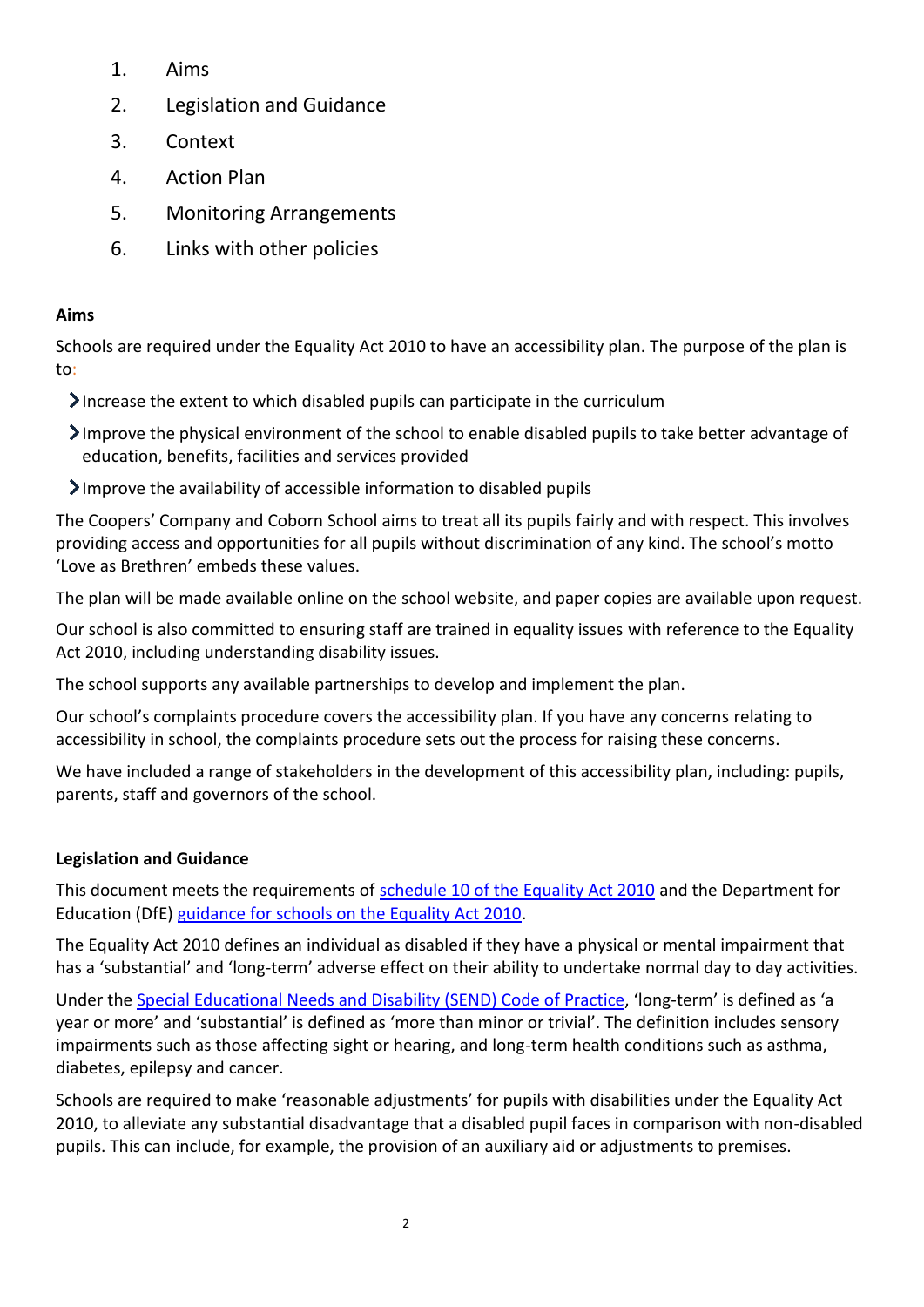1. Aims
2. Legislation and Guidance
3. Context
4. Action Plan
5. Monitoring Arrangements
6. Links with other policies

**Aims**

Schools are required under the Equality Act 2010 to have an accessibility plan. The purpose of the plan is to:

- Increase the extent to which disabled pupils can participate in the curriculum
- Improve the physical environment of the school to enable disabled pupils to take better advantage of education, benefits, facilities and services provided
- Improve the availability of accessible information to disabled pupils

The Coopers' Company and Coborn School aims to treat all its pupils fairly and with respect. This involves providing access and opportunities for all pupils without discrimination of any kind. The school's motto 'Love as Brethren' embeds these values.

The plan will be made available online on the school website, and paper copies are available upon request.

Our school is also committed to ensuring staff are trained in equality issues with reference to the Equality Act 2010, including understanding disability issues.

The school supports any available partnerships to develop and implement the plan.

Our school's complaints procedure covers the accessibility plan. If you have any concerns relating to accessibility in school, the complaints procedure sets out the process for raising these concerns.

We have included a range of stakeholders in the development of this accessibility plan, including: pupils, parents, staff and governors of the school.

**Legislation and Guidance**

This document meets the requirements of schedule 10 of the Equality Act 2010 and the Department for Education (DfE) guidance for schools on the Equality Act 2010.

The Equality Act 2010 defines an individual as disabled if they have a physical or mental impairment that has a 'substantial' and 'long-term' adverse effect on their ability to undertake normal day to day activities.

Under the Special Educational Needs and Disability (SEND) Code of Practice, 'long-term' is defined as 'a year or more' and 'substantial' is defined as 'more than minor or trivial'. The definition includes sensory impairments such as those affecting sight or hearing, and long-term health conditions such as asthma, diabetes, epilepsy and cancer.

Schools are required to make 'reasonable adjustments' for pupils with disabilities under the Equality Act 2010, to alleviate any substantial disadvantage that a disabled pupil faces in comparison with non-disabled pupils. This can include, for example, the provision of an auxiliary aid or adjustments to premises.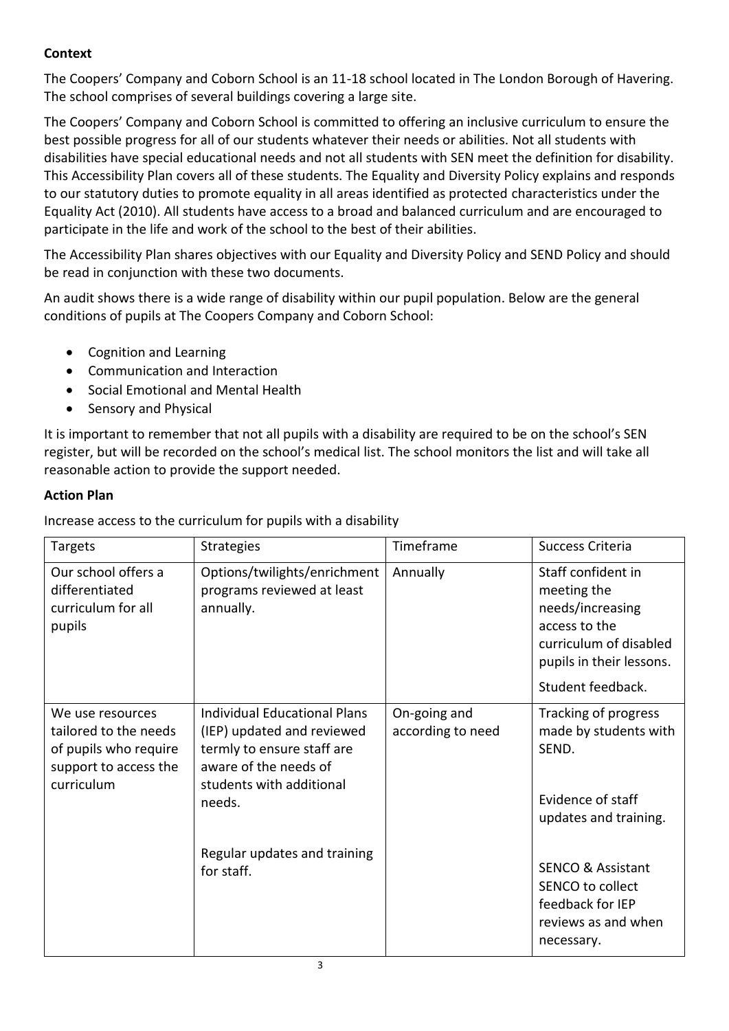**Context**

The Coopers' Company and Coborn School is an 11-18 school located in The London Borough of Havering. The school comprises of several buildings covering a large site.

The Coopers' Company and Coborn School is committed to offering an inclusive curriculum to ensure the best possible progress for all of our students whatever their needs or abilities. Not all students with disabilities have special educational needs and not all students with SEN meet the definition for disability. This Accessibility Plan covers all of these students. The Equality and Diversity Policy explains and responds to our statutory duties to promote equality in all areas identified as protected characteristics under the Equality Act (2010). All students have access to a broad and balanced curriculum and are encouraged to participate in the life and work of the school to the best of their abilities.

The Accessibility Plan shares objectives with our Equality and Diversity Policy and SEND Policy and should be read in conjunction with these two documents.

An audit shows there is a wide range of disability within our pupil population. Below are the general conditions of pupils at The Coopers Company and Coborn School:

- Cognition and Learning
- Communication and Interaction
- Social Emotional and Mental Health
- Sensory and Physical

It is important to remember that not all pupils with a disability are required to be on the school's SEN register, but will be recorded on the school's medical list. The school monitors the list and will take all reasonable action to provide the support needed.

**Action Plan**

Increase access to the curriculum for pupils with a disability

| Targets | Strategies | Timeframe | Success Criteria |
|---|---|---|---|
| Our school offers a differentiated curriculum for all pupils | Options/twilights/enrichment programs reviewed at least annually. | Annually | Staff confident in meeting the needs/increasing access to the curriculum of disabled pupils in their lessons.<br><br>Student feedback. |
| We use resources tailored to the needs of pupils who require support to access the curriculum | Individual Educational Plans (IEP) updated and reviewed termly to ensure staff are aware of the needs of students with additional needs.<br><br>Regular updates and training for staff. | On-going and according to need | Tracking of progress made by students with SEND.<br><br>Evidence of staff updates and training.<br><br>SENCO & Assistant SENCO to collect feedback for IEP reviews as and when necessary. |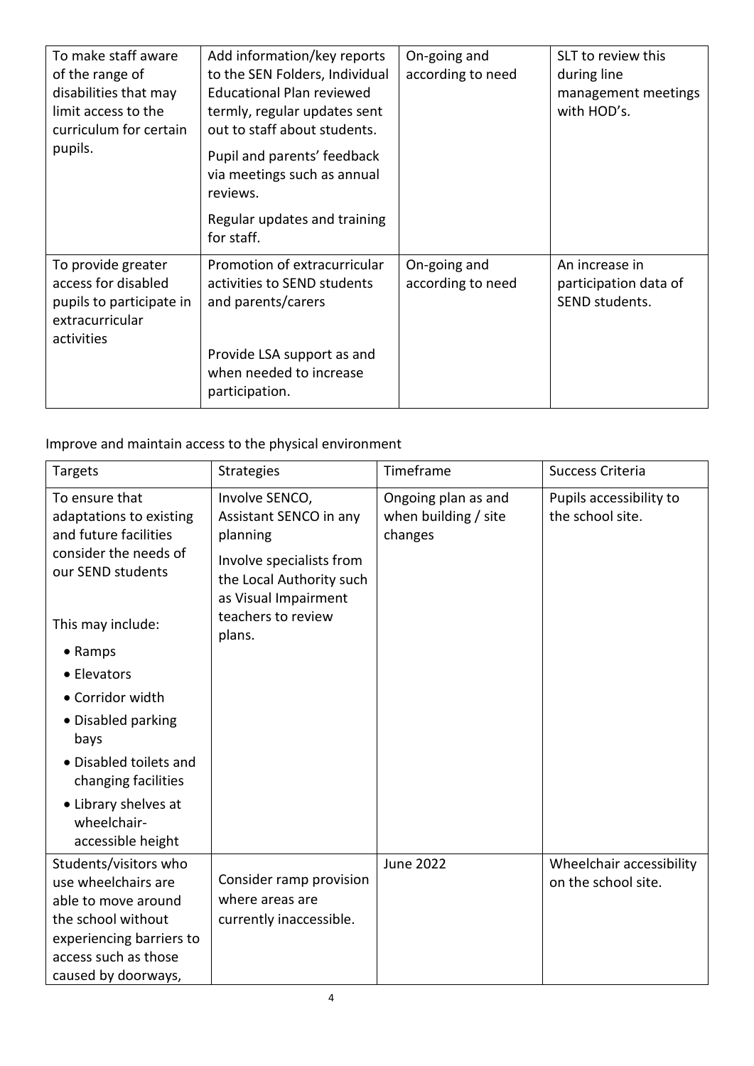| To make staff aware of the range of disabilities that may limit access to the curriculum for certain pupils. | Add information/key reports to the SEN Folders, Individual Educational Plan reviewed termly, regular updates sent out to staff about students.<br><br>Pupil and parents' feedback via meetings such as annual reviews.<br><br>Regular updates and training for staff. | On-going and according to need | SLT to review this during line management meetings with HOD's. |
|---|---|---|---|
| To provide greater access for disabled pupils to participate in extracurricular activities | Promotion of extracurricular activities to SEND students and parents/carers<br><br>Provide LSA support as and when needed to increase participation. | On-going and according to need | An increase in participation data of SEND students. |

Improve and maintain access to the physical environment

| Targets | Strategies | Timeframe | Success Criteria |
|---|---|---|---|
| To ensure that adaptations to existing and future facilities consider the needs of our SEND students<br><br>This may include:<br>• Ramps<br>• Elevators<br>• Corridor width<br>• Disabled parking bays<br>• Disabled toilets and changing facilities<br>• Library shelves at wheelchair-accessible height | Involve SENCO, Assistant SENCO in any planning<br><br>Involve specialists from the Local Authority such as Visual Impairment teachers to review plans. | Ongoing plan as and when building / site changes | Pupils accessibility to the school site. |
| Students/visitors who use wheelchairs are able to move around the school without experiencing barriers to access such as those caused by doorways, | Consider ramp provision where areas are currently inaccessible. | June 2022 | Wheelchair accessibility on the school site. |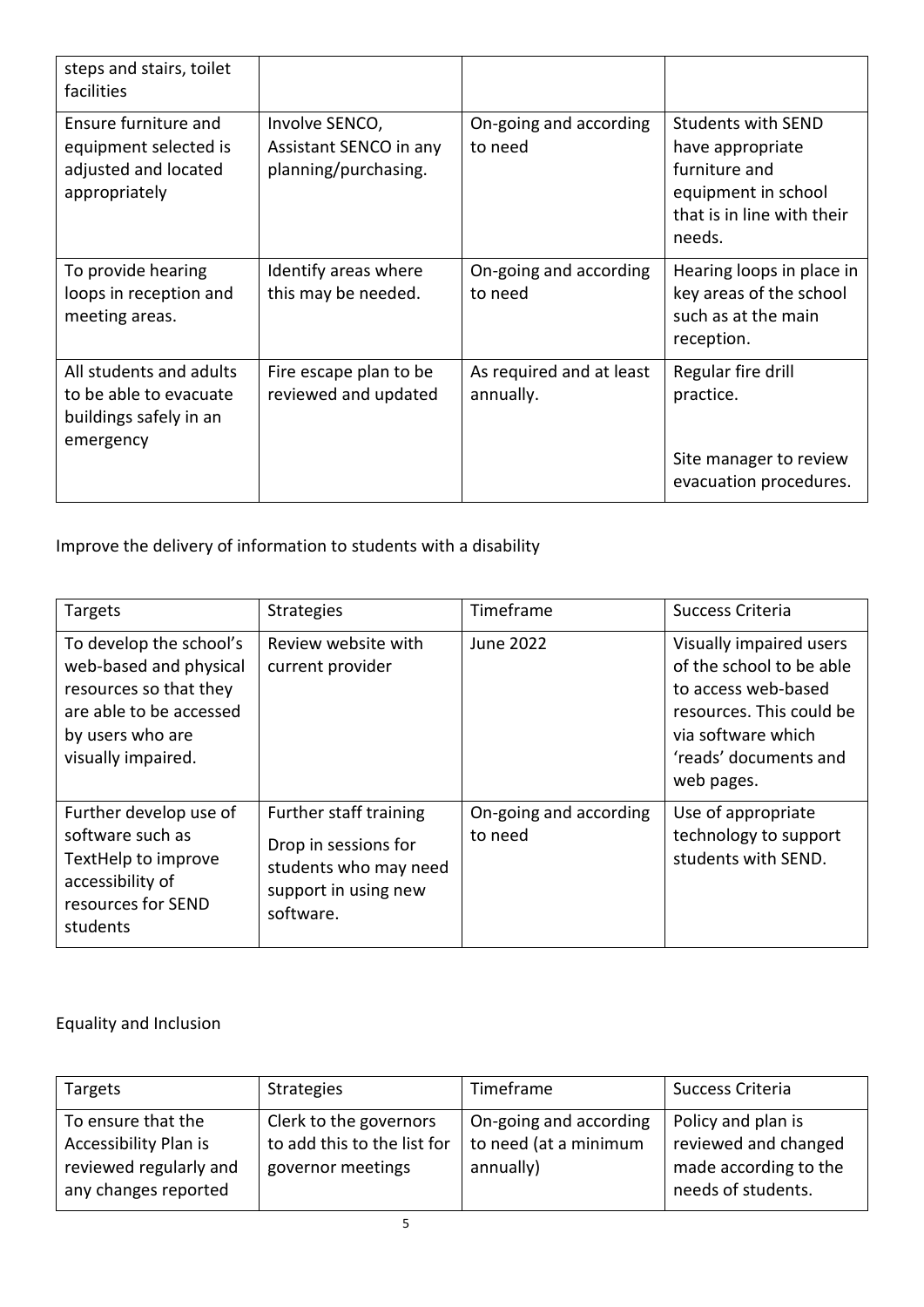| | | | |
|---|---|---|---|
| steps and stairs, toilet facilities | | | |
| Ensure furniture and equipment selected is adjusted and located appropriately | Involve SENCO, Assistant SENCO in any planning/purchasing. | On-going and according to need | Students with SEND have appropriate furniture and equipment in school that is in line with their needs. |
| To provide hearing loops in reception and meeting areas. | Identify areas where this may be needed. | On-going and according to need | Hearing loops in place in key areas of the school such as at the main reception. |
| All students and adults to be able to evacuate buildings safely in an emergency | Fire escape plan to be reviewed and updated | As required and at least annually. | Regular fire drill practice.<br><br>Site manager to review evacuation procedures. |

Improve the delivery of information to students with a disability

| Targets | Strategies | Timeframe | Success Criteria |
|---|---|---|---|
| To develop the school's web-based and physical resources so that they are able to be accessed by users who are visually impaired. | Review website with current provider | June 2022 | Visually impaired users of the school to be able to access web-based resources. This could be via software which 'reads' documents and web pages. |
| Further develop use of software such as TextHelp to improve accessibility of resources for SEND students | Further staff training<br>Drop in sessions for students who may need support in using new software. | On-going and according to need | Use of appropriate technology to support students with SEND. |

Equality and Inclusion

| Targets | Strategies | Timeframe | Success Criteria |
|---|---|---|---|
| To ensure that the Accessibility Plan is reviewed regularly and any changes reported | Clerk to the governors to add this to the list for governor meetings | On-going and according to need (at a minimum annually) | Policy and plan is reviewed and changed made according to the needs of students. |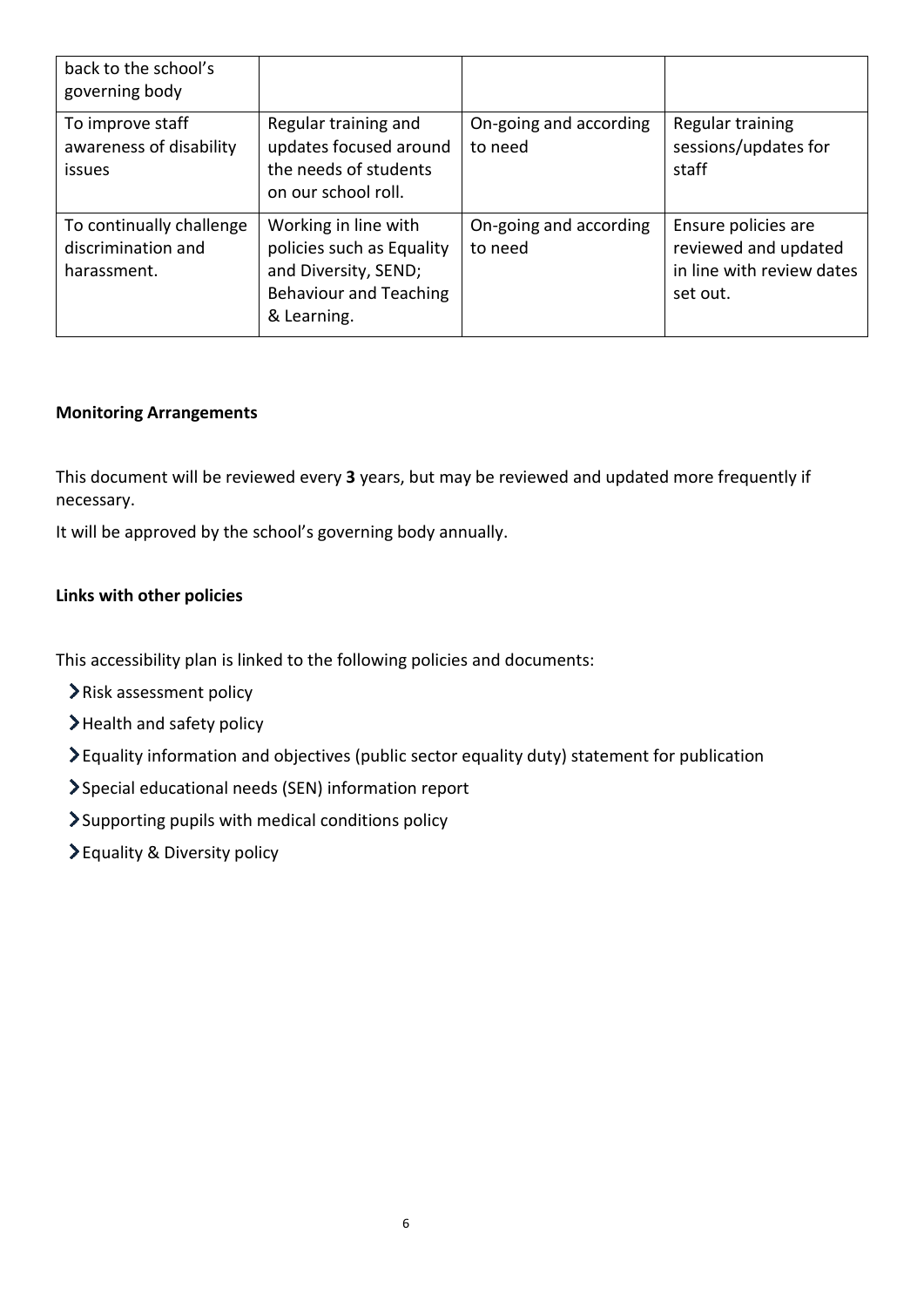| | | | |
|---|---|---|---|
| back to the school's governing body | | | |
| To improve staff awareness of disability issues | Regular training and updates focused around the needs of students on our school roll. | On-going and according to need | Regular training sessions/updates for staff |
| To continually challenge discrimination and harassment. | Working in line with policies such as Equality and Diversity, SEND; Behaviour and Teaching & Learning. | On-going and according to need | Ensure policies are reviewed and updated in line with review dates set out. |

**Monitoring Arrangements**

This document will be reviewed every **3** years, but may be reviewed and updated more frequently if necessary.

It will be approved by the school's governing body annually.

**Links with other policies**

This accessibility plan is linked to the following policies and documents:

- Risk assessment policy
- Health and safety policy
- Equality information and objectives (public sector equality duty) statement for publication
- Special educational needs (SEN) information report
- Supporting pupils with medical conditions policy
- Equality & Diversity policy